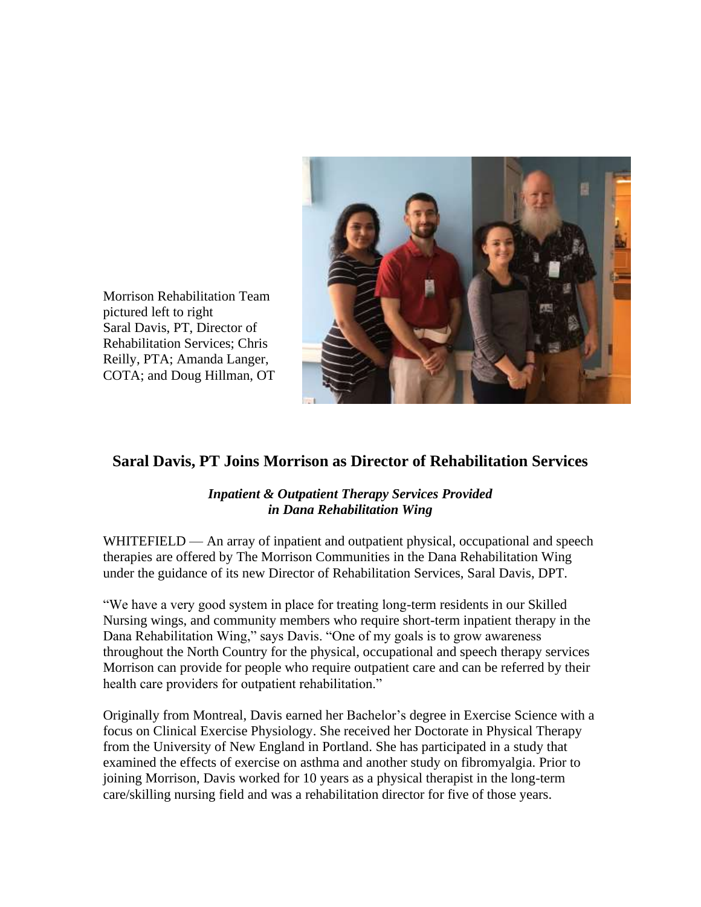Morrison Rehabilitation Team pictured left to right Saral Davis, PT, Director of Rehabilitation Services; Chris Reilly, PTA; Amanda Langer, COTA; and Doug Hillman, OT

## Saral Davis, PT Joins Morrison as Director of Rehabilitation Services

***Inpatient & Outpatient Therapy Services Provided in Dana Rehabilitation Wing***

WHITEFIELD — An array of inpatient and outpatient physical, occupational and speech therapies are offered by The Morrison Communities in the Dana Rehabilitation Wing under the guidance of its new Director of Rehabilitation Services, Saral Davis, DPT.

"We have a very good system in place for treating long-term residents in our Skilled Nursing wings, and community members who require short-term inpatient therapy in the Dana Rehabilitation Wing," says Davis. "One of my goals is to grow awareness throughout the North Country for the physical, occupational and speech therapy services Morrison can provide for people who require outpatient care and can be referred by their health care providers for outpatient rehabilitation."

Originally from Montreal, Davis earned her Bachelor's degree in Exercise Science with a focus on Clinical Exercise Physiology. She received her Doctorate in Physical Therapy from the University of New England in Portland. She has participated in a study that examined the effects of exercise on asthma and another study on fibromyalgia. Prior to joining Morrison, Davis worked for 10 years as a physical therapist in the long-term care/skilling nursing field and was a rehabilitation director for five of those years.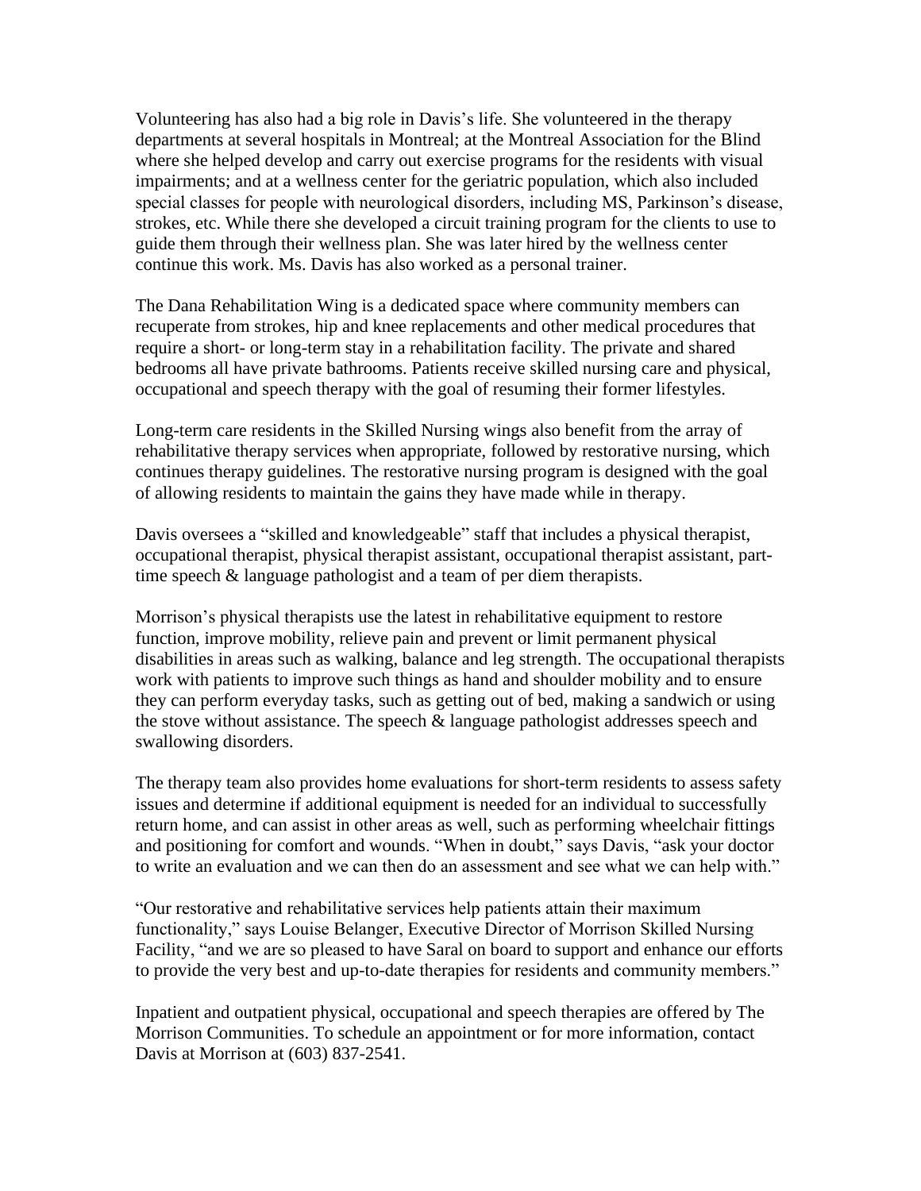Volunteering has also had a big role in Davis's life. She volunteered in the therapy departments at several hospitals in Montreal; at the Montreal Association for the Blind where she helped develop and carry out exercise programs for the residents with visual impairments; and at a wellness center for the geriatric population, which also included special classes for people with neurological disorders, including MS, Parkinson's disease, strokes, etc. While there she developed a circuit training program for the clients to use to guide them through their wellness plan. She was later hired by the wellness center continue this work. Ms. Davis has also worked as a personal trainer.

The Dana Rehabilitation Wing is a dedicated space where community members can recuperate from strokes, hip and knee replacements and other medical procedures that require a short- or long-term stay in a rehabilitation facility. The private and shared bedrooms all have private bathrooms. Patients receive skilled nursing care and physical, occupational and speech therapy with the goal of resuming their former lifestyles.

Long-term care residents in the Skilled Nursing wings also benefit from the array of rehabilitative therapy services when appropriate, followed by restorative nursing, which continues therapy guidelines. The restorative nursing program is designed with the goal of allowing residents to maintain the gains they have made while in therapy.

Davis oversees a "skilled and knowledgeable" staff that includes a physical therapist, occupational therapist, physical therapist assistant, occupational therapist assistant, part-time speech & language pathologist and a team of per diem therapists.

Morrison's physical therapists use the latest in rehabilitative equipment to restore function, improve mobility, relieve pain and prevent or limit permanent physical disabilities in areas such as walking, balance and leg strength. The occupational therapists work with patients to improve such things as hand and shoulder mobility and to ensure they can perform everyday tasks, such as getting out of bed, making a sandwich or using the stove without assistance. The speech & language pathologist addresses speech and swallowing disorders.

The therapy team also provides home evaluations for short-term residents to assess safety issues and determine if additional equipment is needed for an individual to successfully return home, and can assist in other areas as well, such as performing wheelchair fittings and positioning for comfort and wounds. "When in doubt," says Davis, "ask your doctor to write an evaluation and we can then do an assessment and see what we can help with."

"Our restorative and rehabilitative services help patients attain their maximum functionality," says Louise Belanger, Executive Director of Morrison Skilled Nursing Facility, "and we are so pleased to have Saral on board to support and enhance our efforts to provide the very best and up-to-date therapies for residents and community members."

Inpatient and outpatient physical, occupational and speech therapies are offered by The Morrison Communities. To schedule an appointment or for more information, contact Davis at Morrison at (603) 837-2541.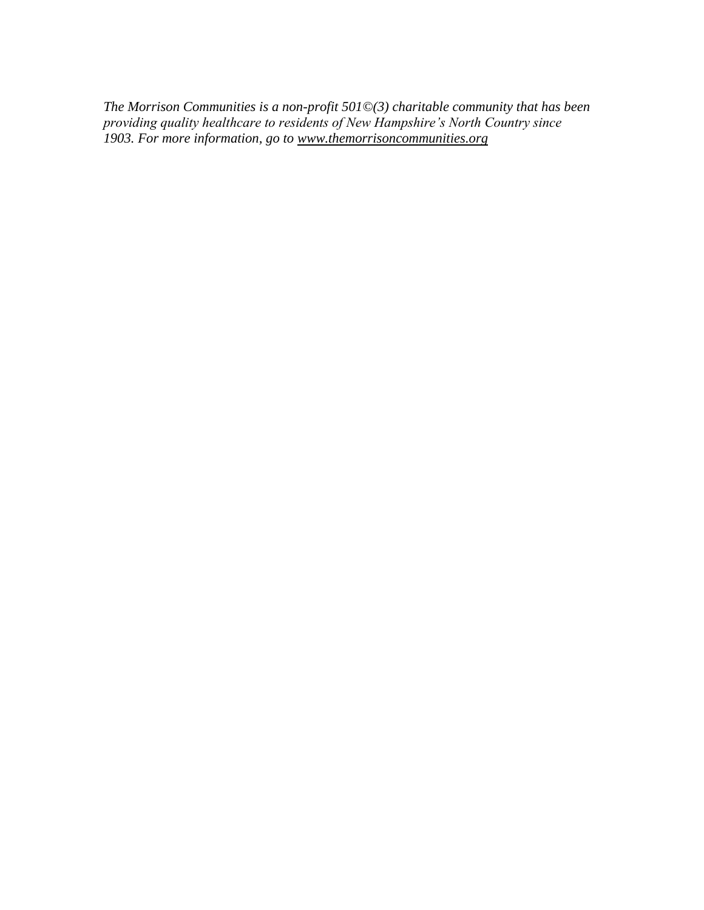*The Morrison Communities is a non-profit 501©(3) charitable community that has been providing quality healthcare to residents of New Hampshire's North Country since 1903. For more information, go to www.themorrisoncommunities.org*